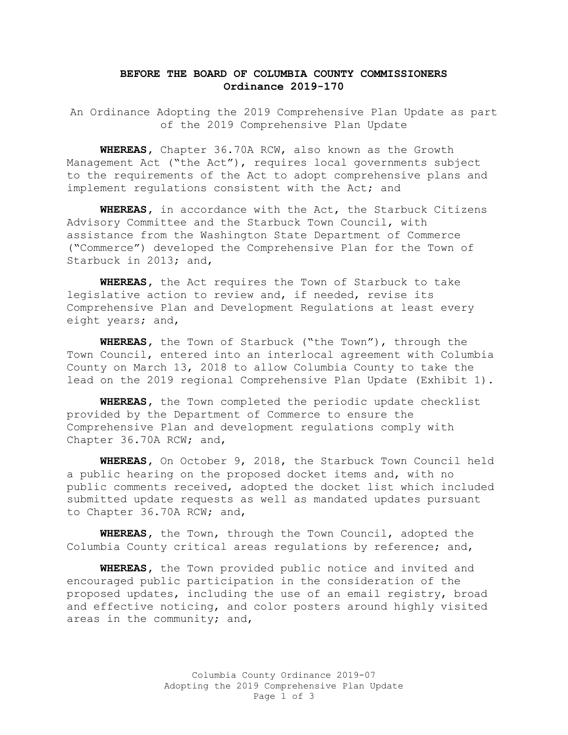**BEFORE THE BOARD OF COLUMBIA COUNTY COMMISSIONERS**
**Ordinance 2019-170**

An Ordinance Adopting the 2019 Comprehensive Plan Update as part of the 2019 Comprehensive Plan Update

**WHEREAS,** Chapter 36.70A RCW, also known as the Growth Management Act ("the Act"), requires local governments subject to the requirements of the Act to adopt comprehensive plans and implement regulations consistent with the Act; and

**WHEREAS,** in accordance with the Act, the Starbuck Citizens Advisory Committee and the Starbuck Town Council, with assistance from the Washington State Department of Commerce ("Commerce") developed the Comprehensive Plan for the Town of Starbuck in 2013; and,

**WHEREAS,** the Act requires the Town of Starbuck to take legislative action to review and, if needed, revise its Comprehensive Plan and Development Regulations at least every eight years; and,

**WHEREAS,** the Town of Starbuck ("the Town"), through the Town Council, entered into an interlocal agreement with Columbia County on March 13, 2018 to allow Columbia County to take the lead on the 2019 regional Comprehensive Plan Update (Exhibit 1).

**WHEREAS,** the Town completed the periodic update checklist provided by the Department of Commerce to ensure the Comprehensive Plan and development regulations comply with Chapter 36.70A RCW; and,

**WHEREAS,** On October 9, 2018, the Starbuck Town Council held a public hearing on the proposed docket items and, with no public comments received, adopted the docket list which included submitted update requests as well as mandated updates pursuant to Chapter 36.70A RCW; and,

**WHEREAS,** the Town, through the Town Council, adopted the Columbia County critical areas regulations by reference; and,

**WHEREAS,** the Town provided public notice and invited and encouraged public participation in the consideration of the proposed updates, including the use of an email registry, broad and effective noticing, and color posters around highly visited areas in the community; and,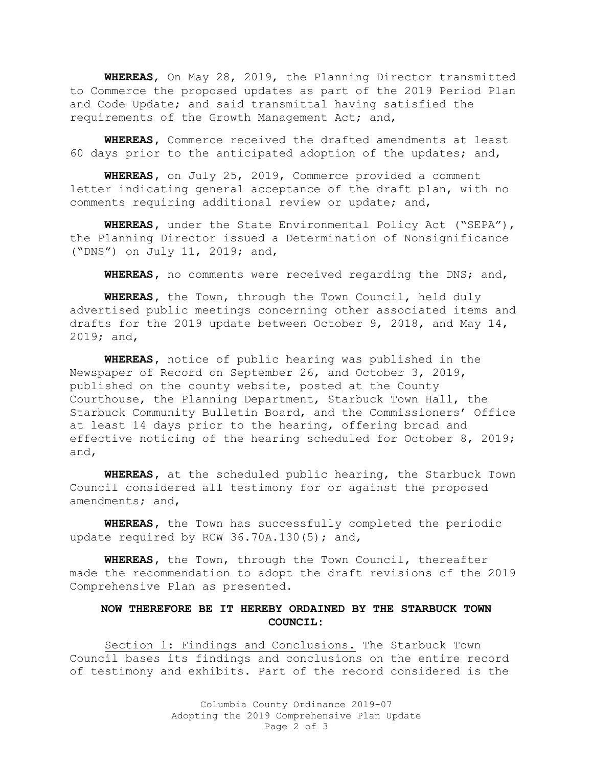**WHEREAS**, On May 28, 2019, the Planning Director transmitted to Commerce the proposed updates as part of the 2019 Period Plan and Code Update; and said transmittal having satisfied the requirements of the Growth Management Act; and,

**WHEREAS**, Commerce received the drafted amendments at least 60 days prior to the anticipated adoption of the updates; and,

**WHEREAS**, on July 25, 2019, Commerce provided a comment letter indicating general acceptance of the draft plan, with no comments requiring additional review or update; and,

**WHEREAS**, under the State Environmental Policy Act ("SEPA"), the Planning Director issued a Determination of Nonsignificance ("DNS") on July 11, 2019; and,

**WHEREAS**, no comments were received regarding the DNS; and,

**WHEREAS**, the Town, through the Town Council, held duly advertised public meetings concerning other associated items and drafts for the 2019 update between October 9, 2018, and May 14, 2019; and,

**WHEREAS**, notice of public hearing was published in the Newspaper of Record on September 26, and October 3, 2019, published on the county website, posted at the County Courthouse, the Planning Department, Starbuck Town Hall, the Starbuck Community Bulletin Board, and the Commissioners' Office at least 14 days prior to the hearing, offering broad and effective noticing of the hearing scheduled for October 8, 2019; and,

**WHEREAS**, at the scheduled public hearing, the Starbuck Town Council considered all testimony for or against the proposed amendments; and,

**WHEREAS**, the Town has successfully completed the periodic update required by RCW 36.70A.130(5); and,

**WHEREAS**, the Town, through the Town Council, thereafter made the recommendation to adopt the draft revisions of the 2019 Comprehensive Plan as presented.

**NOW THEREFORE BE IT HEREBY ORDAINED BY THE STARBUCK TOWN COUNCIL:**

<u>Section 1: Findings and Conclusions.</u> The Starbuck Town Council bases its findings and conclusions on the entire record of testimony and exhibits. Part of the record considered is the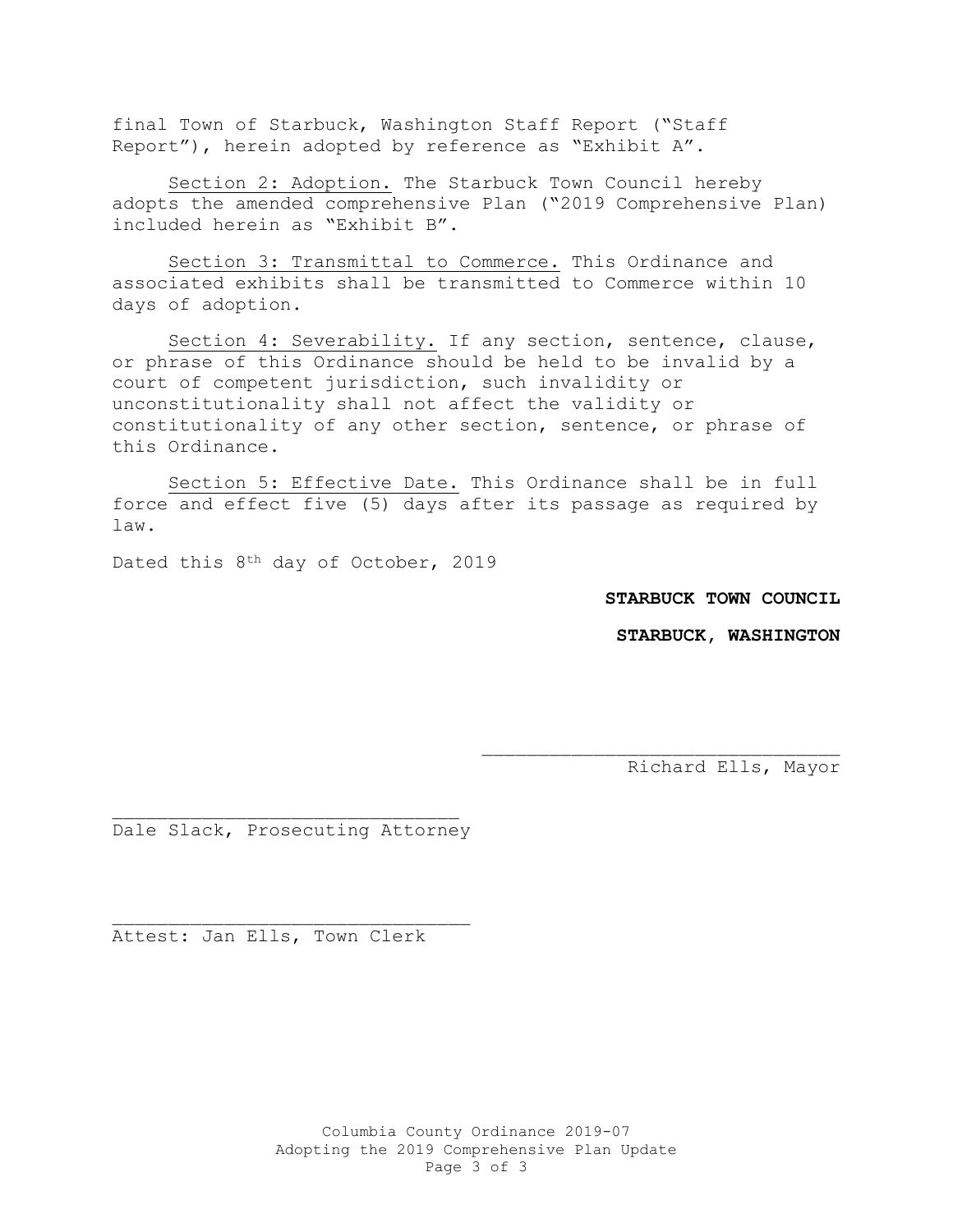final Town of Starbuck, Washington Staff Report ("Staff Report"), herein adopted by reference as "Exhibit A".

Section 2: Adoption. The Starbuck Town Council hereby adopts the amended comprehensive Plan ("2019 Comprehensive Plan) included herein as "Exhibit B".

Section 3: Transmittal to Commerce. This Ordinance and associated exhibits shall be transmitted to Commerce within 10 days of adoption.

Section 4: Severability. If any section, sentence, clause, or phrase of this Ordinance should be held to be invalid by a court of competent jurisdiction, such invalidity or unconstitutionality shall not affect the validity or constitutionality of any other section, sentence, or phrase of this Ordinance.

Section 5: Effective Date. This Ordinance shall be in full force and effect five (5) days after its passage as required by law.

Dated this 8th day of October, 2019

**STARBUCK TOWN COUNCIL**

**STARBUCK, WASHINGTON**

_________________________________
Richard Ells, Mayor

_________________________________
Dale Slack, Prosecuting Attorney

_________________________________
Attest: Jan Ells, Town Clerk